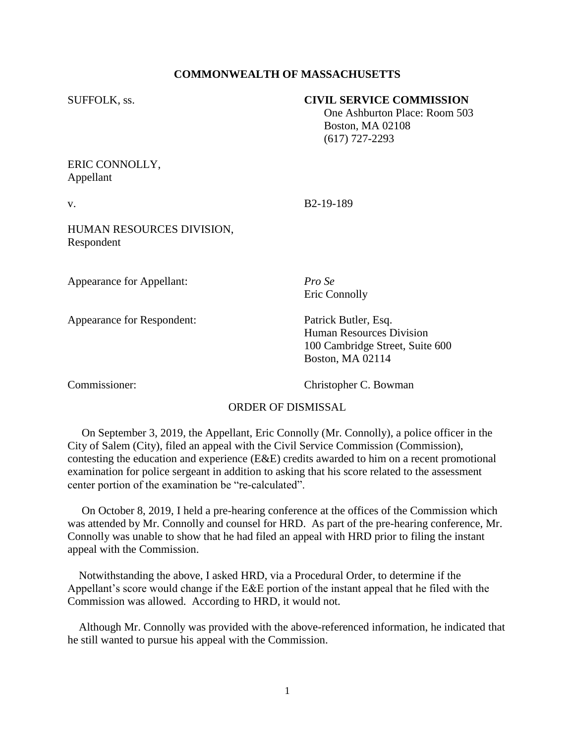**COMMONWEALTH OF MASSACHUSETTS**

SUFFOLK, ss.

**CIVIL SERVICE COMMISSION**
One Ashburton Place: Room 503
Boston, MA 02108
(617) 727-2293

ERIC CONNOLLY,
Appellant

v.

B2-19-189

HUMAN RESOURCES DIVISION,
Respondent

Appearance for Appellant: *Pro Se*
Eric Connolly

Appearance for Respondent: Patrick Butler, Esq.
Human Resources Division
100 Cambridge Street, Suite 600
Boston, MA 02114

Commissioner: Christopher C. Bowman

ORDER OF DISMISSAL

On September 3, 2019, the Appellant, Eric Connolly (Mr. Connolly), a police officer in the City of Salem (City), filed an appeal with the Civil Service Commission (Commission), contesting the education and experience (E&E) credits awarded to him on a recent promotional examination for police sergeant in addition to asking that his score related to the assessment center portion of the examination be "re-calculated".

On October 8, 2019, I held a pre-hearing conference at the offices of the Commission which was attended by Mr. Connolly and counsel for HRD. As part of the pre-hearing conference, Mr. Connolly was unable to show that he had filed an appeal with HRD prior to filing the instant appeal with the Commission.

Notwithstanding the above, I asked HRD, via a Procedural Order, to determine if the Appellant's score would change if the E&E portion of the instant appeal that he filed with the Commission was allowed. According to HRD, it would not.

Although Mr. Connolly was provided with the above-referenced information, he indicated that he still wanted to pursue his appeal with the Commission.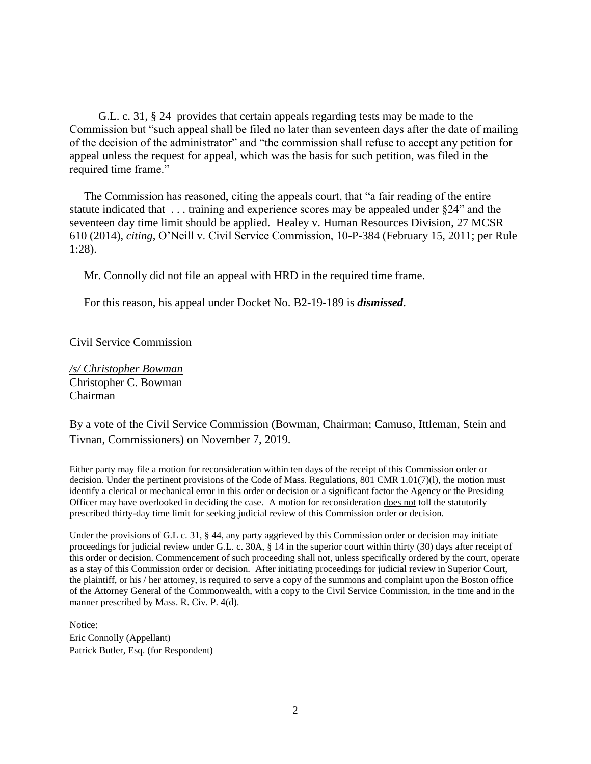G.L. c. 31, § 24 provides that certain appeals regarding tests may be made to the Commission but "such appeal shall be filed no later than seventeen days after the date of mailing of the decision of the administrator" and "the commission shall refuse to accept any petition for appeal unless the request for appeal, which was the basis for such petition, was filed in the required time frame."

The Commission has reasoned, citing the appeals court, that "a fair reading of the entire statute indicated that . . . training and experience scores may be appealed under §24" and the seventeen day time limit should be applied. Healey v. Human Resources Division, 27 MCSR 610 (2014), *citing*, O'Neill v. Civil Service Commission, 10-P-384 (February 15, 2011; per Rule 1:28).

Mr. Connolly did not file an appeal with HRD in the required time frame.

For this reason, his appeal under Docket No. B2-19-189 is ***dismissed***.

Civil Service Commission

*/s/ Christopher Bowman*
Christopher C. Bowman
Chairman

By a vote of the Civil Service Commission (Bowman, Chairman; Camuso, Ittleman, Stein and Tivnan, Commissioners) on November 7, 2019.

Either party may file a motion for reconsideration within ten days of the receipt of this Commission order or decision. Under the pertinent provisions of the Code of Mass. Regulations, 801 CMR 1.01(7)(l), the motion must identify a clerical or mechanical error in this order or decision or a significant factor the Agency or the Presiding Officer may have overlooked in deciding the case. A motion for reconsideration does not toll the statutorily prescribed thirty-day time limit for seeking judicial review of this Commission order or decision.

Under the provisions of G.L c. 31, § 44, any party aggrieved by this Commission order or decision may initiate proceedings for judicial review under G.L. c. 30A, § 14 in the superior court within thirty (30) days after receipt of this order or decision. Commencement of such proceeding shall not, unless specifically ordered by the court, operate as a stay of this Commission order or decision. After initiating proceedings for judicial review in Superior Court, the plaintiff, or his / her attorney, is required to serve a copy of the summons and complaint upon the Boston office of the Attorney General of the Commonwealth, with a copy to the Civil Service Commission, in the time and in the manner prescribed by Mass. R. Civ. P. 4(d).

Notice:
Eric Connolly (Appellant)
Patrick Butler, Esq. (for Respondent)